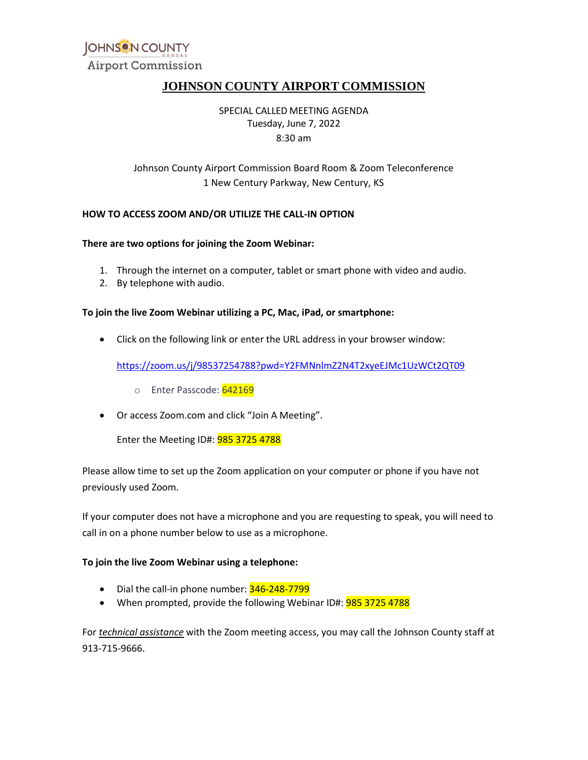JOHNSON COUNTY
KANSAS
Airport Commission

# JOHNSON COUNTY AIRPORT COMMISSION

SPECIAL CALLED MEETING AGENDA
Tuesday, June 7, 2022
8:30 am

Johnson County Airport Commission Board Room & Zoom Teleconference
1 New Century Parkway, New Century, KS

**HOW TO ACCESS ZOOM AND/OR UTILIZE THE CALL-IN OPTION**

**There are two options for joining the Zoom Webinar:**

1. Through the internet on a computer, tablet or smart phone with video and audio.
2. By telephone with audio.

**To join the live Zoom Webinar utilizing a PC, Mac, iPad, or smartphone:**

- Click on the following link or enter the URL address in your browser window:

  https://zoom.us/j/98537254788?pwd=Y2FMNnlmZ2N4T2xyeEJMc1UzWCt2QT09

  - Enter Passcode: 642169

- Or access Zoom.com and click "Join A Meeting".

  Enter the Meeting ID#: 985 3725 4788

Please allow time to set up the Zoom application on your computer or phone if you have not previously used Zoom.

If your computer does not have a microphone and you are requesting to speak, you will need to call in on a phone number below to use as a microphone.

**To join the live Zoom Webinar using a telephone:**

- Dial the call-in phone number: 346-248-7799
- When prompted, provide the following Webinar ID#: 985 3725 4788

For *technical assistance* with the Zoom meeting access, you may call the Johnson County staff at 913-715-9666.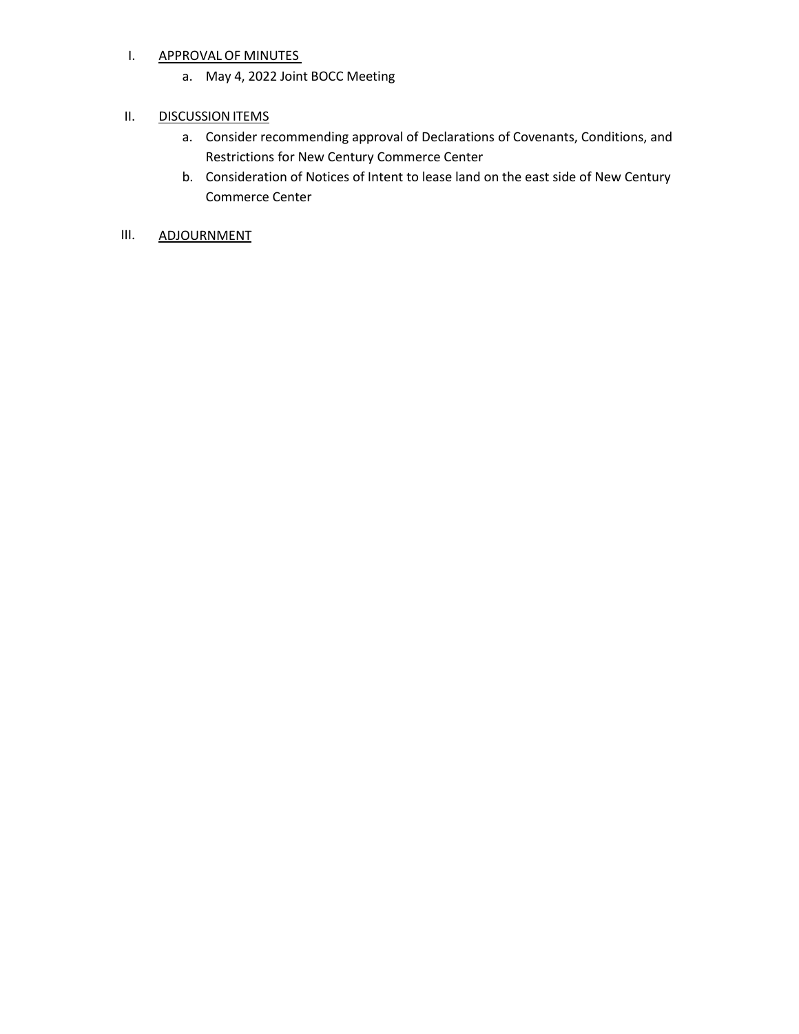I. APPROVAL OF MINUTES
   a. May 4, 2022 Joint BOCC Meeting

II. DISCUSSION ITEMS
   a. Consider recommending approval of Declarations of Covenants, Conditions, and Restrictions for New Century Commerce Center
   b. Consideration of Notices of Intent to lease land on the east side of New Century Commerce Center

III. ADJOURNMENT